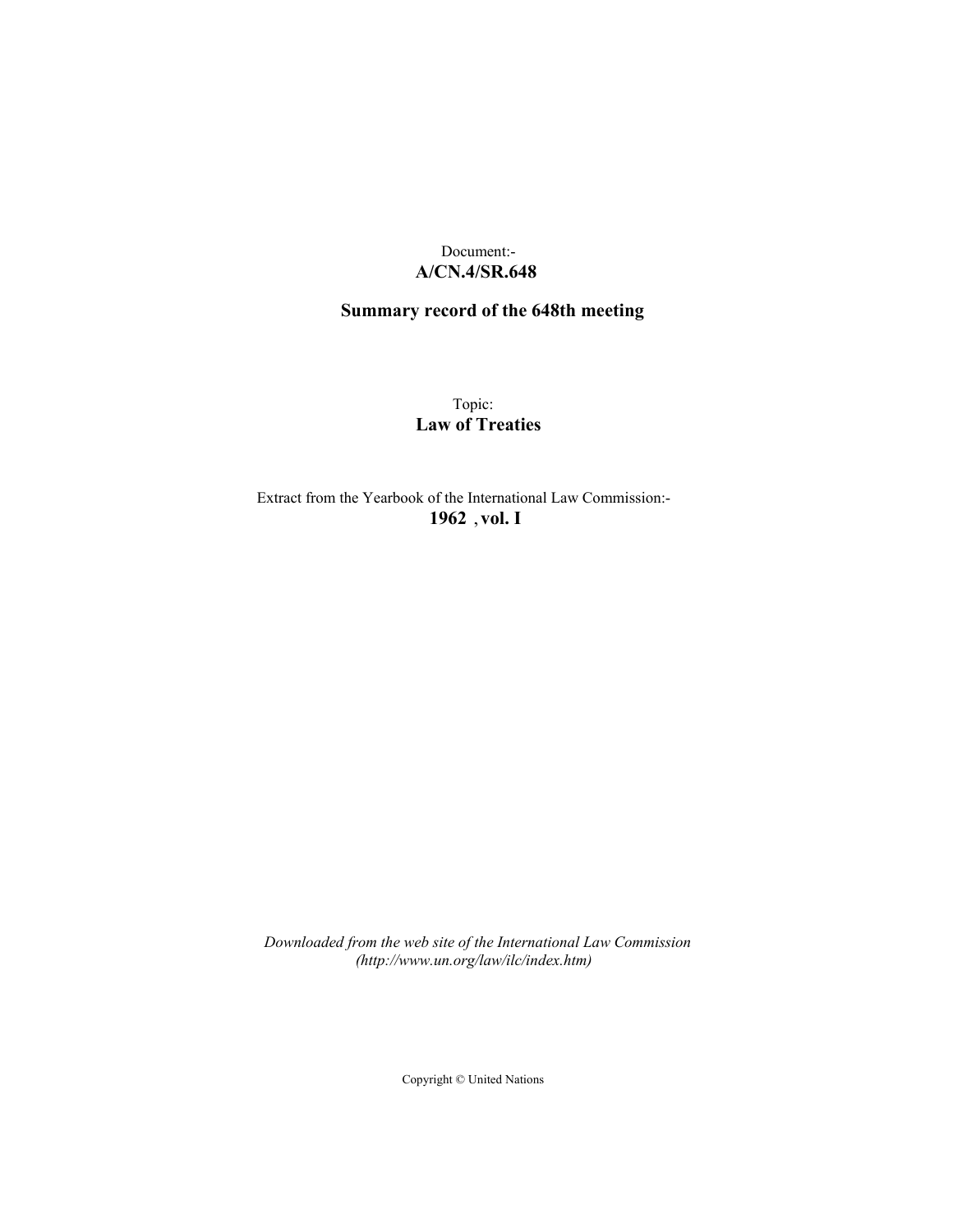Document:-
**A/CN.4/SR.648**

**Summary record of the 648th meeting**

Topic:
**Law of Treaties**

Extract from the Yearbook of the International Law Commission:-
**1962 , vol. I**

*Downloaded from the web site of the International Law Commission (http://www.un.org/law/ilc/index.htm)*

Copyright © United Nations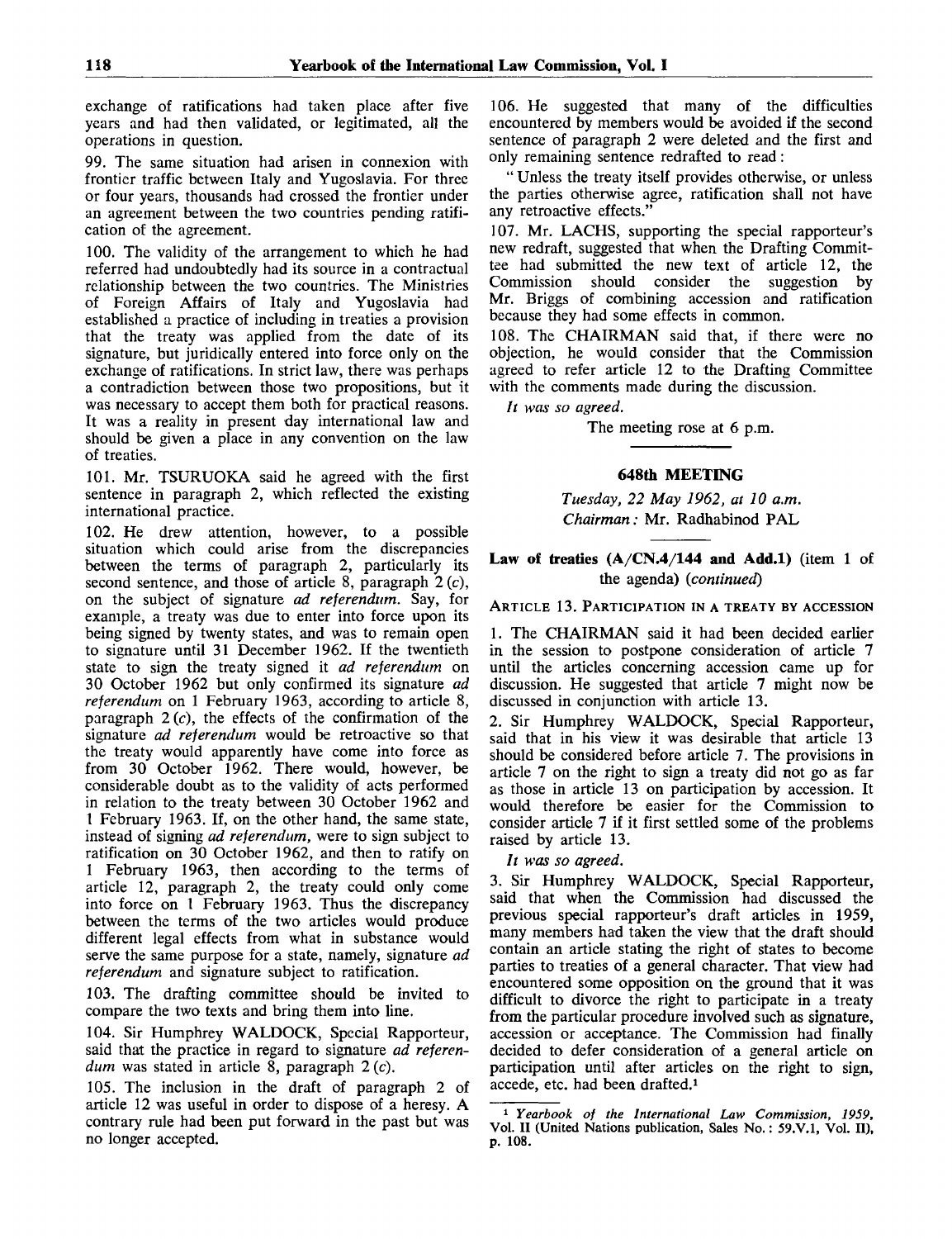exchange of ratifications had taken place after five years and had then validated, or legitimated, all the operations in question.

99. The same situation had arisen in connexion with frontier traffic between Italy and Yugoslavia. For three or four years, thousands had crossed the frontier under an agreement between the two countries pending ratification of the agreement.

100. The validity of the arrangement to which he had referred had undoubtedly had its source in a contractual relationship between the two countries. The Ministries of Foreign Affairs of Italy and Yugoslavia had established a practice of including in treaties a provision that the treaty was applied from the date of its signature, but juridically entered into force only on the exchange of ratifications. In strict law, there was perhaps a contradiction between those two propositions, but it was necessary to accept them both for practical reasons. It was a reality in present day international law and should be given a place in any convention on the law of treaties.

101. Mr. TSURUOKA said he agreed with the first sentence in paragraph 2, which reflected the existing international practice.

102. He drew attention, however, to a possible situation which could arise from the discrepancies between the terms of paragraph 2, particularly its second sentence, and those of article 8, paragraph 2 (*c*), on the subject of signature *ad referendum*. Say, for example, a treaty was due to enter into force upon its being signed by twenty states, and was to remain open to signature until 31 December 1962. If the twentieth state to sign the treaty signed it *ad referendum* on 30 October 1962 but only confirmed its signature *ad referendum* on 1 February 1963, according to article 8, paragraph 2 (*c*), the effects of the confirmation of the signature *ad referendum* would be retroactive so that the treaty would apparently have come into force as from 30 October 1962. There would, however, be considerable doubt as to the validity of acts performed in relation to the treaty between 30 October 1962 and 1 February 1963. If, on the other hand, the same state, instead of signing *ad referendum*, were to sign subject to ratification on 30 October 1962, and then to ratify on 1 February 1963, then according to the terms of article 12, paragraph 2, the treaty could only come into force on 1 February 1963. Thus the discrepancy between the terms of the two articles would produce different legal effects from what in substance would serve the same purpose for a state, namely, signature *ad referendum* and signature subject to ratification.

103. The drafting committee should be invited to compare the two texts and bring them into line.

104. Sir Humphrey WALDOCK, Special Rapporteur, said that the practice in regard to signature *ad referendum* was stated in article 8, paragraph 2 (*c*).

105. The inclusion in the draft of paragraph 2 of article 12 was useful in order to dispose of a heresy. A contrary rule had been put forward in the past but was no longer accepted.

106. He suggested that many of the difficulties encountered by members would be avoided if the second sentence of paragraph 2 were deleted and the first and only remaining sentence redrafted to read:

"Unless the treaty itself provides otherwise, or unless the parties otherwise agree, ratification shall not have any retroactive effects."

107. Mr. LACHS, supporting the special rapporteur's new redraft, suggested that when the Drafting Committee had submitted the new text of article 12, the Commission should consider the suggestion by Mr. Briggs of combining accession and ratification because they had some effects in common.

108. The CHAIRMAN said that, if there were no objection, he would consider that the Commission agreed to refer article 12 to the Drafting Committee with the comments made during the discussion.

*It was so agreed.*

The meeting rose at 6 p.m.

## 648th MEETING

*Tuesday, 22 May 1962, at 10 a.m.*

*Chairman:* Mr. Radhabinod PAL

### Law of treaties (A/CN.4/144 and Add.1) (item 1 of the agenda) (*continued*)

ARTICLE 13. PARTICIPATION IN A TREATY BY ACCESSION

1. The CHAIRMAN said it had been decided earlier in the session to postpone consideration of article 7 until the articles concerning accession came up for discussion. He suggested that article 7 might now be discussed in conjunction with article 13.

2. Sir Humphrey WALDOCK, Special Rapporteur, said that in his view it was desirable that article 13 should be considered before article 7. The provisions in article 7 on the right to sign a treaty did not go as far as those in article 13 on participation by accession. It would therefore be easier for the Commission to consider article 7 if it first settled some of the problems raised by article 13.

*It was so agreed.*

3. Sir Humphrey WALDOCK, Special Rapporteur, said that when the Commission had discussed the previous special rapporteur's draft articles in 1959, many members had taken the view that the draft should contain an article stating the right of states to become parties to treaties of a general character. That view had encountered some opposition on the ground that it was difficult to divorce the right to participate in a treaty from the particular procedure involved such as signature, accession or acceptance. The Commission had finally decided to defer consideration of a general article on participation until after articles on the right to sign, accede, etc. had been drafted.[1]

---

[1] *Yearbook of the International Law Commission, 1959*, Vol. II (United Nations publication, Sales No.: 59.V.1, Vol. II), p. 108.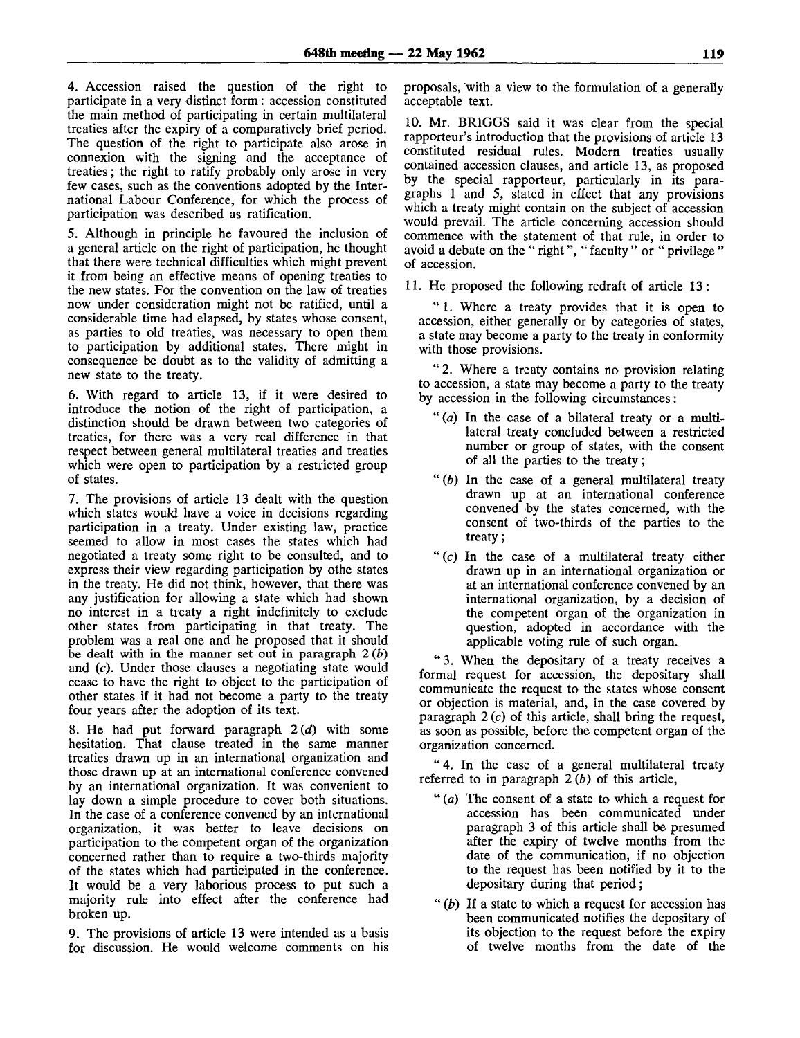4. Accession raised the question of the right to participate in a very distinct form: accession constituted the main method of participating in certain multilateral treaties after the expiry of a comparatively brief period. The question of the right to participate also arose in connexion with the signing and the acceptance of treaties; the right to ratify probably only arose in very few cases, such as the conventions adopted by the International Labour Conference, for which the process of participation was described as ratification.

5. Although in principle he favoured the inclusion of a general article on the right of participation, he thought that there were technical difficulties which might prevent it from being an effective means of opening treaties to the new states. For the convention on the law of treaties now under consideration might not be ratified, until a considerable time had elapsed, by states whose consent, as parties to old treaties, was necessary to open them to participation by additional states. There might in consequence be doubt as to the validity of admitting a new state to the treaty.

6. With regard to article 13, if it were desired to introduce the notion of the right of participation, a distinction should be drawn between two categories of treaties, for there was a very real difference in that respect between general multilateral treaties and treaties which were open to participation by a restricted group of states.

7. The provisions of article 13 dealt with the question which states would have a voice in decisions regarding participation in a treaty. Under existing law, practice seemed to allow in most cases the states which had negotiated a treaty some right to be consulted, and to express their view regarding participation by othe states in the treaty. He did not think, however, that there was any justification for allowing a state which had shown no interest in a treaty a right indefinitely to exclude other states from participating in that treaty. The problem was a real one and he proposed that it should be dealt with in the manner set out in paragraph 2 (*b*) and (*c*). Under those clauses a negotiating state would cease to have the right to object to the participation of other states if it had not become a party to the treaty four years after the adoption of its text.

8. He had put forward paragraph 2 (*d*) with some hesitation. That clause treated in the same manner treaties drawn up in an international organization and those drawn up at an international conference convened by an international organization. It was convenient to lay down a simple procedure to cover both situations. In the case of a conference convened by an international organization, it was better to leave decisions on participation to the competent organ of the organization concerned rather than to require a two-thirds majority of the states which had participated in the conference. It would be a very laborious process to put such a majority rule into effect after the conference had broken up.

9. The provisions of article 13 were intended as a basis for discussion. He would welcome comments on his proposals, with a view to the formulation of a generally acceptable text.

10. Mr. BRIGGS said it was clear from the special rapporteur's introduction that the provisions of article 13 constituted residual rules. Modern treaties usually contained accession clauses, and article 13, as proposed by the special rapporteur, particularly in its paragraphs 1 and 5, stated in effect that any provisions which a treaty might contain on the subject of accession would prevail. The article concerning accession should commence with the statement of that rule, in order to avoid a debate on the "right", "faculty" or "privilege" of accession.

11. He proposed the following redraft of article 13:

"1. Where a treaty provides that it is open to accession, either generally or by categories of states, a state may become a party to the treaty in conformity with those provisions.

"2. Where a treaty contains no provision relating to accession, a state may become a party to the treaty by accession in the following circumstances:

"(*a*) In the case of a bilateral treaty or a multilateral treaty concluded between a restricted number or group of states, with the consent of all the parties to the treaty;

"(*b*) In the case of a general multilateral treaty drawn up at an international conference convened by the states concerned, with the consent of two-thirds of the parties to the treaty;

"(*c*) In the case of a multilateral treaty either drawn up in an international organization or at an international conference convened by an international organization, by a decision of the competent organ of the organization in question, adopted in accordance with the applicable voting rule of such organ.

"3. When the depositary of a treaty receives a formal request for accession, the depositary shall communicate the request to the states whose consent or objection is material, and, in the case covered by paragraph 2 (*c*) of this article, shall bring the request, as soon as possible, before the competent organ of the organization concerned.

"4. In the case of a general multilateral treaty referred to in paragraph 2 (*b*) of this article,

"(*a*) The consent of a state to which a request for accession has been communicated under paragraph 3 of this article shall be presumed after the expiry of twelve months from the date of the communication, if no objection to the request has been notified by it to the depositary during that period;

"(*b*) If a state to which a request for accession has been communicated notifies the depositary of its objection to the request before the expiry of twelve months from the date of the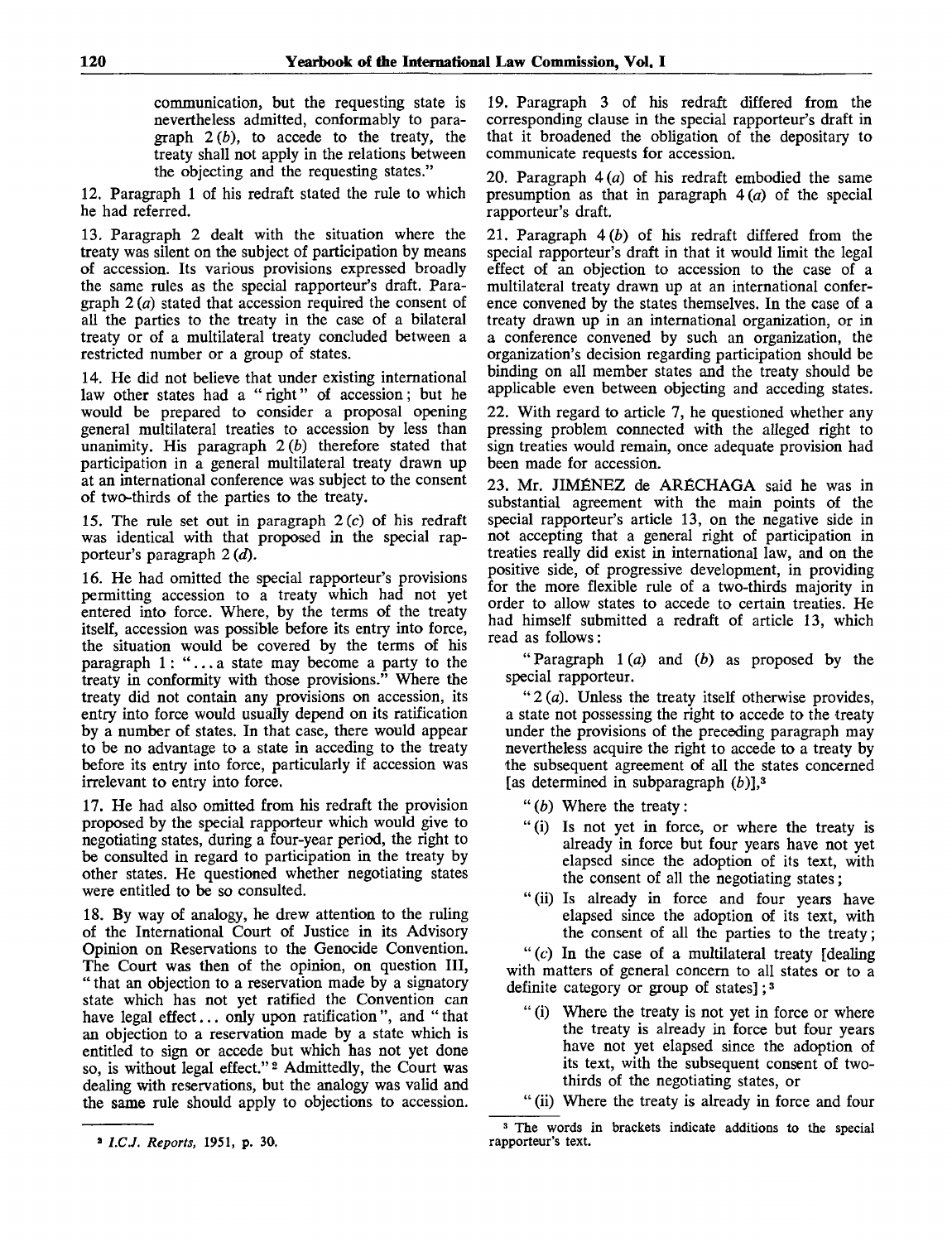communication, but the requesting state is nevertheless admitted, conformably to paragraph 2 (*b*), to accede to the treaty, the treaty shall not apply in the relations between the objecting and the requesting states."

12. Paragraph 1 of his redraft stated the rule to which he had referred.

13. Paragraph 2 dealt with the situation where the treaty was silent on the subject of participation by means of accession. Its various provisions expressed broadly the same rules as the special rapporteur's draft. Paragraph 2 (*a*) stated that accession required the consent of all the parties to the treaty in the case of a bilateral treaty or of a multilateral treaty concluded between a restricted number or a group of states.

14. He did not believe that under existing international law other states had a "right" of accession; but he would be prepared to consider a proposal opening general multilateral treaties to accession by less than unanimity. His paragraph 2 (*b*) therefore stated that participation in a general multilateral treaty drawn up at an international conference was subject to the consent of two-thirds of the parties to the treaty.

15. The rule set out in paragraph 2 (*c*) of his redraft was identical with that proposed in the special rapporteur's paragraph 2 (*d*).

16. He had omitted the special rapporteur's provisions permitting accession to a treaty which had not yet entered into force. Where, by the terms of the treaty itself, accession was possible before its entry into force, the situation would be covered by the terms of his paragraph 1: "... a state may become a party to the treaty in conformity with those provisions." Where the treaty did not contain any provisions on accession, its entry into force would usually depend on its ratification by a number of states. In that case, there would appear to be no advantage to a state in acceding to the treaty before its entry into force, particularly if accession was irrelevant to entry into force.

17. He had also omitted from his redraft the provision proposed by the special rapporteur which would give to negotiating states, during a four-year period, the right to be consulted in regard to participation in the treaty by other states. He questioned whether negotiating states were entitled to be so consulted.

18. By way of analogy, he drew attention to the ruling of the International Court of Justice in its Advisory Opinion on Reservations to the Genocide Convention. The Court was then of the opinion, on question III, "that an objection to a reservation made by a signatory state which has not yet ratified the Convention can have legal effect ... only upon ratification", and "that an objection to a reservation made by a state which is entitled to sign or accede but which has not yet done so, is without legal effect."[2] Admittedly, the Court was dealing with reservations, but the analogy was valid and the same rule should apply to objections to accession.

19. Paragraph 3 of his redraft differed from the corresponding clause in the special rapporteur's draft in that it broadened the obligation of the depositary to communicate requests for accession.

20. Paragraph 4 (*a*) of his redraft embodied the same presumption as that in paragraph 4 (*a*) of the special rapporteur's draft.

21. Paragraph 4 (*b*) of his redraft differed from the special rapporteur's draft in that it would limit the legal effect of an objection to accession to the case of a multilateral treaty drawn up at an international conference convened by the states themselves. In the case of a treaty drawn up in an international organization, or in a conference convened by such an organization, the organization's decision regarding participation should be binding on all member states and the treaty should be applicable even between objecting and acceding states.

22. With regard to article 7, he questioned whether any pressing problem connected with the alleged right to sign treaties would remain, once adequate provision had been made for accession.

23. Mr. JIMÉNEZ de ARÉCHAGA said he was in substantial agreement with the main points of the special rapporteur's article 13, on the negative side in not accepting that a general right of participation in treaties really did exist in international law, and on the positive side, of progressive development, in providing for the more flexible rule of a two-thirds majority in order to allow states to accede to certain treaties. He had himself submitted a redraft of article 13, which read as follows:

"Paragraph 1 (*a*) and (*b*) as proposed by the special rapporteur.

"2 (*a*). Unless the treaty itself otherwise provides, a state not possessing the right to accede to the treaty under the provisions of the preceding paragraph may nevertheless acquire the right to accede to a treaty by the subsequent agreement of all the states concerned [as determined in subparagraph (*b*)],[3]

"(*b*) Where the treaty:

"(i) Is not yet in force, or where the treaty is already in force but four years have not yet elapsed since the adoption of its text, with the consent of all the negotiating states;

"(ii) Is already in force and four years have elapsed since the adoption of its text, with the consent of all the parties to the treaty;

"(*c*) In the case of a multilateral treaty [dealing with matters of general concern to all states or to a definite category or group of states];[3]

"(i) Where the treaty is not yet in force or where the treaty is already in force but four years have not yet elapsed since the adoption of its text, with the subsequent consent of two-thirds of the negotiating states, or

"(ii) Where the treaty is already in force and four

---

[2] *I.C.J. Reports*, 1951, p. 30.

[3] The words in brackets indicate additions to the special rapporteur's text.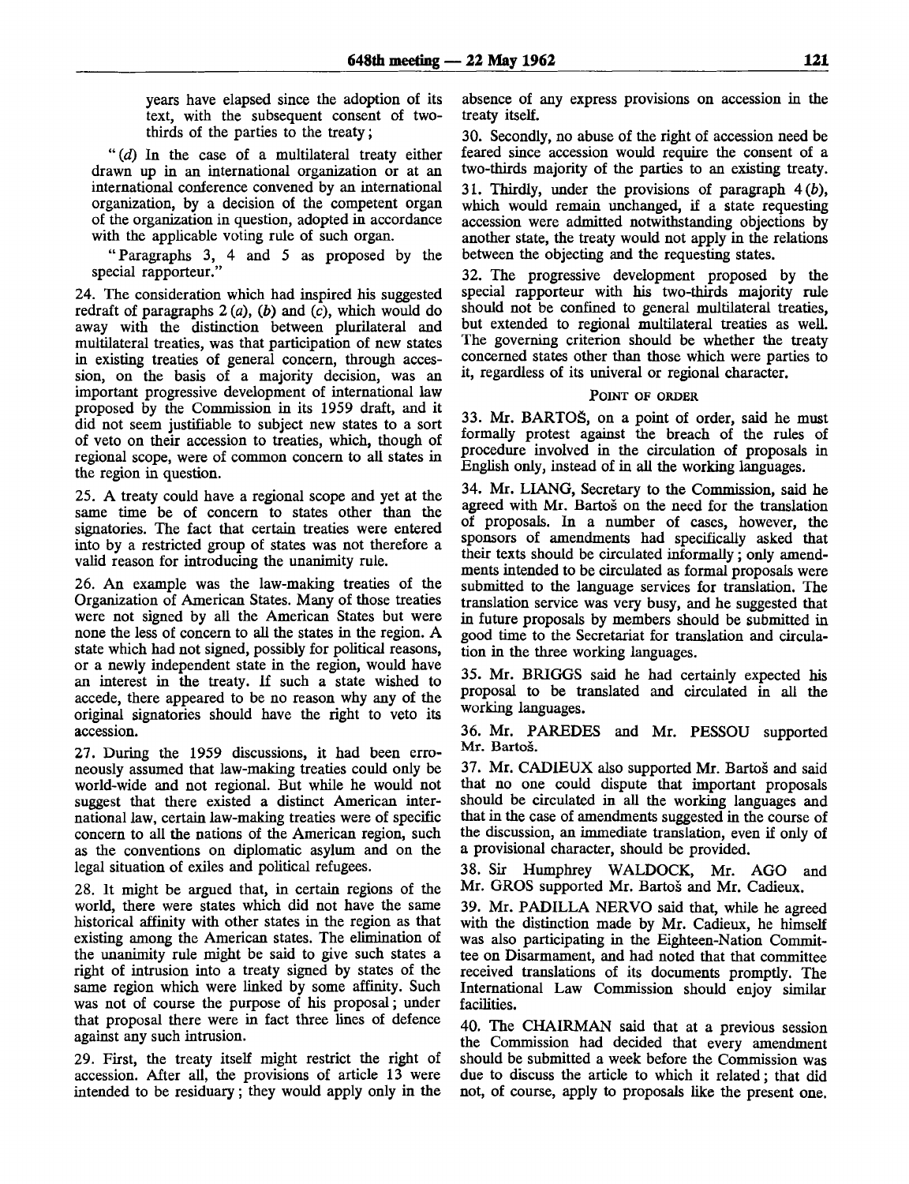years have elapsed since the adoption of its text, with the subsequent consent of two-thirds of the parties to the treaty;

"(*d*) In the case of a multilateral treaty either drawn up in an international organization or at an international conference convened by an international organization, by a decision of the competent organ of the organization in question, adopted in accordance with the applicable voting rule of such organ.

"Paragraphs 3, 4 and 5 as proposed by the special rapporteur."

24. The consideration which had inspired his suggested redraft of paragraphs 2 (*a*), (*b*) and (*c*), which would do away with the distinction between plurilateral and multilateral treaties, was that participation of new states in existing treaties of general concern, through accession, on the basis of a majority decision, was an important progressive development of international law proposed by the Commission in its 1959 draft, and it did not seem justifiable to subject new states to a sort of veto on their accession to treaties, which, though of regional scope, were of common concern to all states in the region in question.

25. A treaty could have a regional scope and yet at the same time be of concern to states other than the signatories. The fact that certain treaties were entered into by a restricted group of states was not therefore a valid reason for introducing the unanimity rule.

26. An example was the law-making treaties of the Organization of American States. Many of those treaties were not signed by all the American States but were none the less of concern to all the states in the region. A state which had not signed, possibly for political reasons, or a newly independent state in the region, would have an interest in the treaty. If such a state wished to accede, there appeared to be no reason why any of the original signatories should have the right to veto its accession.

27. During the 1959 discussions, it had been erroneously assumed that law-making treaties could only be world-wide and not regional. But while he would not suggest that there existed a distinct American international law, certain law-making treaties were of specific concern to all the nations of the American region, such as the conventions on diplomatic asylum and on the legal situation of exiles and political refugees.

28. It might be argued that, in certain regions of the world, there were states which did not have the same historical affinity with other states in the region as that existing among the American states. The elimination of the unanimity rule might be said to give such states a right of intrusion into a treaty signed by states of the same region which were linked by some affinity. Such was not of course the purpose of his proposal; under that proposal there were in fact three lines of defence against any such intrusion.

29. First, the treaty itself might restrict the right of accession. After all, the provisions of article 13 were intended to be residuary; they would apply only in the absence of any express provisions on accession in the treaty itself.

30. Secondly, no abuse of the right of accession need be feared since accession would require the consent of a two-thirds majority of the parties to an existing treaty.

31. Thirdly, under the provisions of paragraph 4 (*b*), which would remain unchanged, if a state requesting accession were admitted notwithstanding objections by another state, the treaty would not apply in the relations between the objecting and the requesting states.

32. The progressive development proposed by the special rapporteur with his two-thirds majority rule should not be confined to general multilateral treaties, but extended to regional multilateral treaties as well. The governing criterion should be whether the treaty concerned states other than those which were parties to it, regardless of its univeral or regional character.

### Point of order

33. Mr. BARTOŠ, on a point of order, said he must formally protest against the breach of the rules of procedure involved in the circulation of proposals in English only, instead of in all the working languages.

34. Mr. LIANG, Secretary to the Commission, said he agreed with Mr. Bartoš on the need for the translation of proposals. In a number of cases, however, the sponsors of amendments had specifically asked that their texts should be circulated informally; only amendments intended to be circulated as formal proposals were submitted to the language services for translation. The translation service was very busy, and he suggested that in future proposals by members should be submitted in good time to the Secretariat for translation and circulation in the three working languages.

35. Mr. BRIGGS said he had certainly expected his proposal to be translated and circulated in all the working languages.

36. Mr. PAREDES and Mr. PESSOU supported Mr. Bartoš.

37. Mr. CADIEUX also supported Mr. Bartoš and said that no one could dispute that important proposals should be circulated in all the working languages and that in the case of amendments suggested in the course of the discussion, an immediate translation, even if only of a provisional character, should be provided.

38. Sir Humphrey WALDOCK, Mr. AGO and Mr. GROS supported Mr. Bartoš and Mr. Cadieux.

39. Mr. PADILLA NERVO said that, while he agreed with the distinction made by Mr. Cadieux, he himself was also participating in the Eighteen-Nation Committee on Disarmament, and had noted that that committee received translations of its documents promptly. The International Law Commission should enjoy similar facilities.

40. The CHAIRMAN said that at a previous session the Commission had decided that every amendment should be submitted a week before the Commission was due to discuss the article to which it related; that did not, of course, apply to proposals like the present one.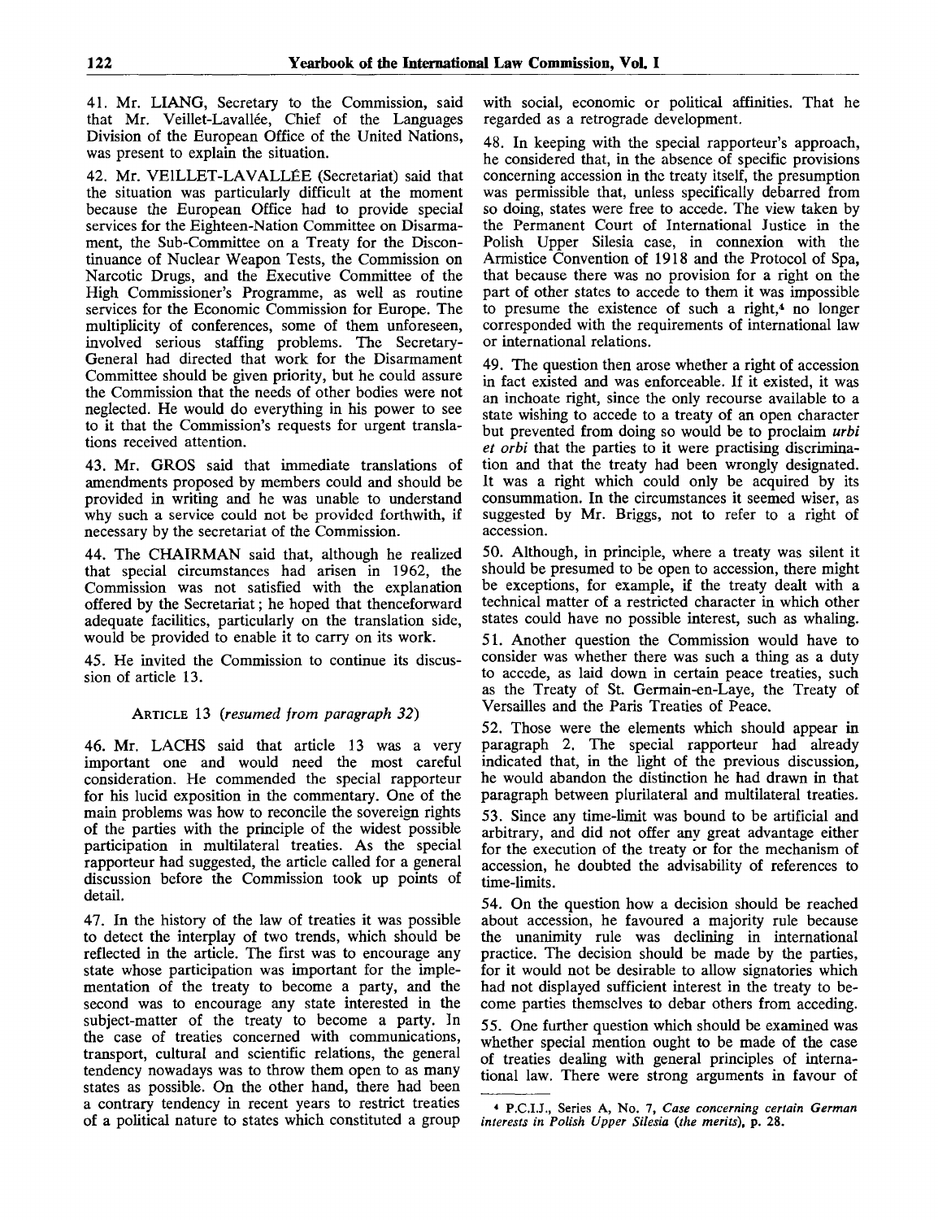41. Mr. LIANG, Secretary to the Commission, said that Mr. Veillet-Lavallée, Chief of the Languages Division of the European Office of the United Nations, was present to explain the situation.

42. Mr. VEILLET-LAVALLÉE (Secretariat) said that the situation was particularly difficult at the moment because the European Office had to provide special services for the Eighteen-Nation Committee on Disarmament, the Sub-Committee on a Treaty for the Discontinuance of Nuclear Weapon Tests, the Commission on Narcotic Drugs, and the Executive Committee of the High Commissioner's Programme, as well as routine services for the Economic Commission for Europe. The multiplicity of conferences, some of them unforeseen, involved serious staffing problems. The Secretary-General had directed that work for the Disarmament Committee should be given priority, but he could assure the Commission that the needs of other bodies were not neglected. He would do everything in his power to see to it that the Commission's requests for urgent translations received attention.

43. Mr. GROS said that immediate translations of amendments proposed by members could and should be provided in writing and he was unable to understand why such a service could not be provided forthwith, if necessary by the secretariat of the Commission.

44. The CHAIRMAN said that, although he realized that special circumstances had arisen in 1962, the Commission was not satisfied with the explanation offered by the Secretariat; he hoped that thenceforward adequate facilities, particularly on the translation side, would be provided to enable it to carry on its work.

45. He invited the Commission to continue its discussion of article 13.

ARTICLE 13 (*resumed from paragraph 32*)

46. Mr. LACHS said that article 13 was a very important one and would need the most careful consideration. He commended the special rapporteur for his lucid exposition in the commentary. One of the main problems was how to reconcile the sovereign rights of the parties with the principle of the widest possible participation in multilateral treaties. As the special rapporteur had suggested, the article called for a general discussion before the Commission took up points of detail.

47. In the history of the law of treaties it was possible to detect the interplay of two trends, which should be reflected in the article. The first was to encourage any state whose participation was important for the implementation of the treaty to become a party, and the second was to encourage any state interested in the subject-matter of the treaty to become a party. In the case of treaties concerned with communications, transport, cultural and scientific relations, the general tendency nowadays was to throw them open to as many states as possible. On the other hand, there had been a contrary tendency in recent years to restrict treaties of a political nature to states which constituted a group with social, economic or political affinities. That he regarded as a retrograde development.

48. In keeping with the special rapporteur's approach, he considered that, in the absence of specific provisions concerning accession in the treaty itself, the presumption was permissible that, unless specifically debarred from so doing, states were free to accede. The view taken by the Permanent Court of International Justice in the Polish Upper Silesia case, in connexion with the Armistice Convention of 1918 and the Protocol of Spa, that because there was no provision for a right on the part of other states to accede to them it was impossible to presume the existence of such a right,[4] no longer corresponded with the requirements of international law or international relations.

49. The question then arose whether a right of accession in fact existed and was enforceable. If it existed, it was an inchoate right, since the only recourse available to a state wishing to accede to a treaty of an open character but prevented from doing so would be to proclaim *urbi et orbi* that the parties to it were practising discrimination and that the treaty had been wrongly designated. It was a right which could only be acquired by its consummation. In the circumstances it seemed wiser, as suggested by Mr. Briggs, not to refer to a right of accession.

50. Although, in principle, where a treaty was silent it should be presumed to be open to accession, there might be exceptions, for example, if the treaty dealt with a technical matter of a restricted character in which other states could have no possible interest, such as whaling.

51. Another question the Commission would have to consider was whether there was such a thing as a duty to accede, as laid down in certain peace treaties, such as the Treaty of St. Germain-en-Laye, the Treaty of Versailles and the Paris Treaties of Peace.

52. Those were the elements which should appear in paragraph 2. The special rapporteur had already indicated that, in the light of the previous discussion, he would abandon the distinction he had drawn in that paragraph between plurilateral and multilateral treaties.

53. Since any time-limit was bound to be artificial and arbitrary, and did not offer any great advantage either for the execution of the treaty or for the mechanism of accession, he doubted the advisability of references to time-limits.

54. On the question how a decision should be reached about accession, he favoured a majority rule because the unanimity rule was declining in international practice. The decision should be made by the parties, for it would not be desirable to allow signatories which had not displayed sufficient interest in the treaty to become parties themselves to debar others from acceding.

55. One further question which should be examined was whether special mention ought to be made of the case of treaties dealing with general principles of international law. There were strong arguments in favour of

[4] P.C.I.J., Series A, No. 7, *Case concerning certain German interests in Polish Upper Silesia (the merits)*, p. 28.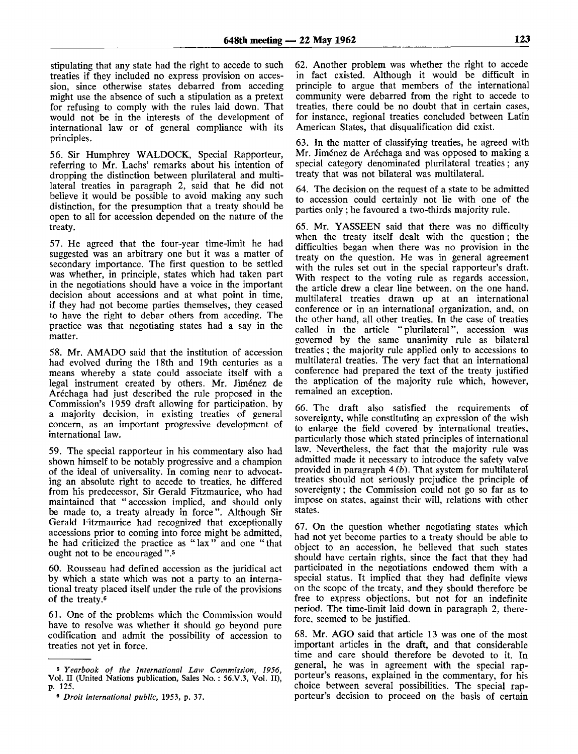stipulating that any state had the right to accede to such treaties if they included no express provision on accession, since otherwise states debarred from acceding might use the absence of such a stipulation as a pretext for refusing to comply with the rules laid down. That would not be in the interests of the development of international law or of general compliance with its principles.

56. Sir Humphrey WALDOCK, Special Rapporteur, referring to Mr. Lachs' remarks about his intention of dropping the distinction between plurilateral and multilateral treaties in paragraph 2, said that he did not believe it would be possible to avoid making any such distinction, for the presumption that a treaty should be open to all for accession depended on the nature of the treaty.

57. He agreed that the four-year time-limit he had suggested was an arbitrary one but it was a matter of secondary importance. The first question to be settled was whether, in principle, states which had taken part in the negotiations should have a voice in the important decision about accessions and at what point in time, if they had not become parties themselves, they ceased to have the right to debar others from acceding. The practice was that negotiating states had a say in the matter.

58. Mr. AMADO said that the institution of accession had evolved during the 18th and 19th centuries as a means whereby a state could associate itself with a legal instrument created by others. Mr. Jiménez de Aréchaga had just described the rule proposed in the Commission's 1959 draft allowing for participation, by a majority decision, in existing treaties of general concern, as an important progressive development of international law.

59. The special rapporteur in his commentary also had shown himself to be notably progressive and a champion of the ideal of universality. In coming near to advocating an absolute right to accede to treaties, he differed from his predecessor, Sir Gerald Fitzmaurice, who had maintained that "accession implied, and should only be made to, a treaty already in force". Although Sir Gerald Fitzmaurice had recognized that exceptionally accessions prior to coming into force might be admitted, he had criticized the practice as "lax" and one "that ought not to be encouraged".[5]

60. Rousseau had defined accession as the juridical act by which a state which was not a party to an international treaty placed itself under the rule of the provisions of the treaty.[6]

61. One of the problems which the Commission would have to resolve was whether it should go beyond pure codification and admit the possibility of accession to treaties not yet in force.

62. Another problem was whether the right to accede in fact existed. Although it would be difficult in principle to argue that members of the international community were debarred from the right to accede to treaties, there could be no doubt that in certain cases, for instance, regional treaties concluded between Latin American States, that disqualification did exist.

63. In the matter of classifying treaties, he agreed with Mr. Jiménez de Aréchaga and was opposed to making a special category denominated plurilateral treaties; any treaty that was not bilateral was multilateral.

64. The decision on the request of a state to be admitted to accession could certainly not lie with one of the parties only; he favoured a two-thirds majority rule.

65. Mr. YASSEEN said that there was no difficulty when the treaty itself dealt with the question; the difficulties began when there was no provision in the treaty on the question. He was in general agreement with the rules set out in the special rapporteur's draft. With respect to the voting rule as regards accession, the article drew a clear line between, on the one hand, multilateral treaties drawn up at an international conference or in an international organization, and, on the other hand, all other treaties. In the case of treaties called in the article "plurilateral", accession was governed by the same unanimity rule as bilateral treaties; the majority rule applied only to accessions to multilateral treaties. The very fact that an international conference had prepared the text of the treaty justified the application of the majority rule which, however, remained an exception.

66. The draft also satisfied the requirements of sovereignty, while constituting an expression of the wish to enlarge the field covered by international treaties, particularly those which stated principles of international law. Nevertheless, the fact that the majority rule was admitted made it necessary to introduce the safety valve provided in paragraph 4 (*b*). That system for multilateral treaties should not seriously prejudice the principle of sovereignty; the Commission could not go so far as to impose on states, against their will, relations with other states.

67. On the question whether negotiating states which had not yet become parties to a treaty should be able to object to an accession, he believed that such states should have certain rights, since the fact that they had participated in the negotiations endowed them with a special status. It implied that they had definite views on the scope of the treaty, and they should therefore be free to express objections, but not for an indefinite period. The time-limit laid down in paragraph 2, therefore, seemed to be justified.

68. Mr. AGO said that article 13 was one of the most important articles in the draft, and that considerable time and care should therefore be devoted to it. In general, he was in agreement with the special rapporteur's reasons, explained in the commentary, for his choice between several possibilities. The special rapporteur's decision to proceed on the basis of certain

---

[5] *Yearbook of the International Law Commission, 1956*, Vol. II (United Nations publication, Sales No.: 56.V.3, Vol. II), p. 125.

[6] *Droit international public*, 1953, p. 37.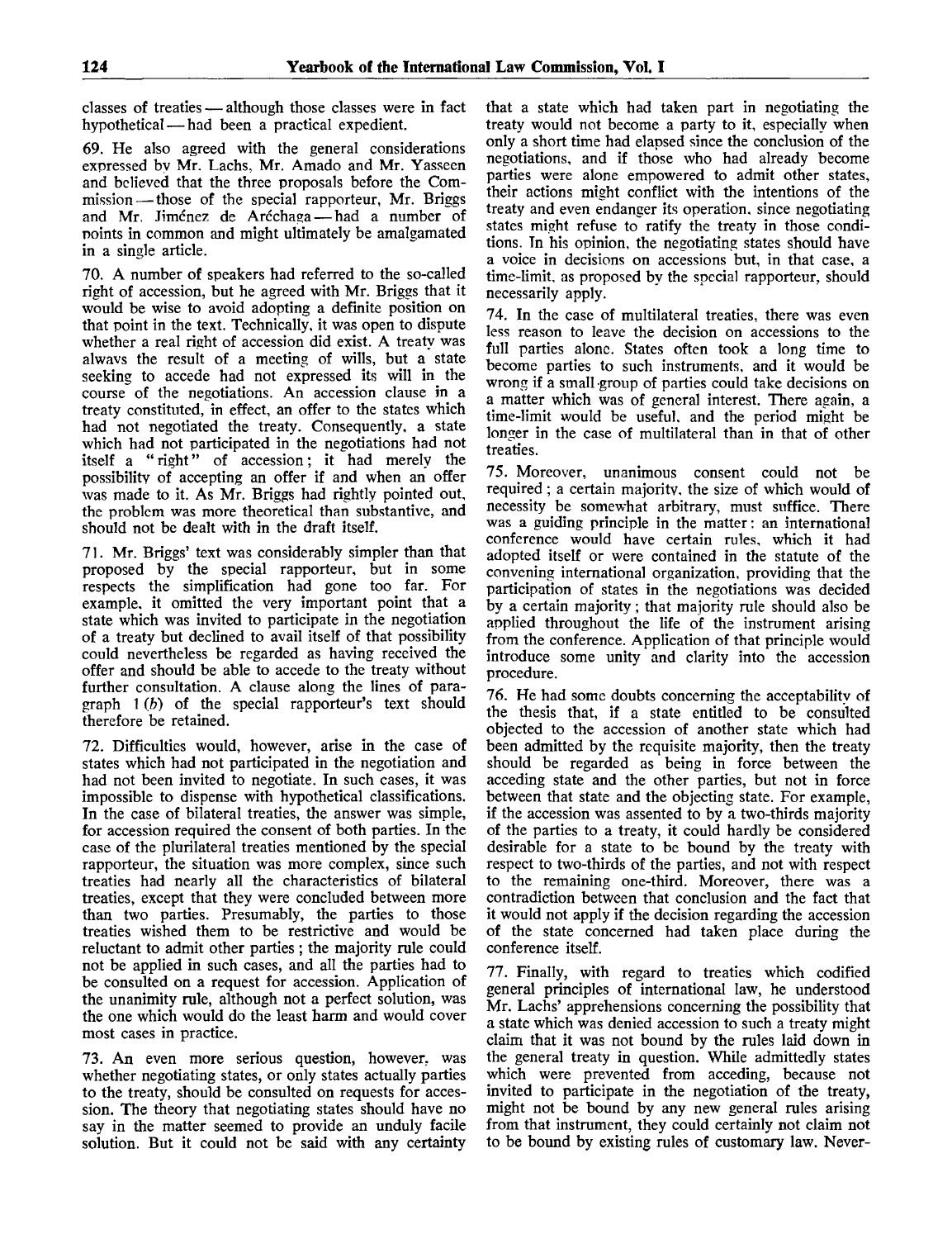classes of treaties — although those classes were in fact hypothetical — had been a practical expedient.

69. He also agreed with the general considerations expressed by Mr. Lachs, Mr. Amado and Mr. Yasseen and believed that the three proposals before the Commission — those of the special rapporteur, Mr. Briggs and Mr. Jiménez de Aréchaga — had a number of points in common and might ultimately be amalgamated in a single article.

70. A number of speakers had referred to the so-called right of accession, but he agreed with Mr. Briggs that it would be wise to avoid adopting a definite position on that point in the text. Technically, it was open to dispute whether a real right of accession did exist. A treaty was always the result of a meeting of wills, but a state seeking to accede had not expressed its will in the course of the negotiations. An accession clause in a treaty constituted, in effect, an offer to the states which had not negotiated the treaty. Consequently, a state which had not participated in the negotiations had not itself a "right" of accession; it had merely the possibility of accepting an offer if and when an offer was made to it. As Mr. Briggs had rightly pointed out, the problem was more theoretical than substantive, and should not be dealt with in the draft itself.

71. Mr. Briggs' text was considerably simpler than that proposed by the special rapporteur, but in some respects the simplification had gone too far. For example, it omitted the very important point that a state which was invited to participate in the negotiation of a treaty but declined to avail itself of that possibility could nevertheless be regarded as having received the offer and should be able to accede to the treaty without further consultation. A clause along the lines of paragraph 1 (*b*) of the special rapporteur's text should therefore be retained.

72. Difficulties would, however, arise in the case of states which had not participated in the negotiation and had not been invited to negotiate. In such cases, it was impossible to dispense with hypothetical classifications. In the case of bilateral treaties, the answer was simple, for accession required the consent of both parties. In the case of the plurilateral treaties mentioned by the special rapporteur, the situation was more complex, since such treaties had nearly all the characteristics of bilateral treaties, except that they were concluded between more than two parties. Presumably, the parties to those treaties wished them to be restrictive and would be reluctant to admit other parties; the majority rule could not be applied in such cases, and all the parties had to be consulted on a request for accession. Application of the unanimity rule, although not a perfect solution, was the one which would do the least harm and would cover most cases in practice.

73. An even more serious question, however, was whether negotiating states, or only states actually parties to the treaty, should be consulted on requests for accession. The theory that negotiating states should have no say in the matter seemed to provide an unduly facile solution. But it could not be said with any certainty that a state which had taken part in negotiating the treaty would not become a party to it, especially when only a short time had elapsed since the conclusion of the negotiations, and if those who had already become parties were alone empowered to admit other states, their actions might conflict with the intentions of the treaty and even endanger its operation, since negotiating states might refuse to ratify the treaty in those conditions. In his opinion, the negotiating states should have a voice in decisions on accessions but, in that case, a time-limit, as proposed by the special rapporteur, should necessarily apply.

74. In the case of multilateral treaties, there was even less reason to leave the decision on accessions to the full parties alone. States often took a long time to become parties to such instruments, and it would be wrong if a small group of parties could take decisions on a matter which was of general interest. There again, a time-limit would be useful, and the period might be longer in the case of multilateral than in that of other treaties.

75. Moreover, unanimous consent could not be required; a certain majority, the size of which would of necessity be somewhat arbitrary, must suffice. There was a guiding principle in the matter: an international conference would have certain rules, which it had adopted itself or were contained in the statute of the convening international organization, providing that the participation of states in the negotiations was decided by a certain majority; that majority rule should also be applied throughout the life of the instrument arising from the conference. Application of that principle would introduce some unity and clarity into the accession procedure.

76. He had some doubts concerning the acceptability of the thesis that, if a state entitled to be consulted objected to the accession of another state which had been admitted by the requisite majority, then the treaty should be regarded as being in force between the acceding state and the other parties, but not in force between that state and the objecting state. For example, if the accession was assented to by a two-thirds majority of the parties to a treaty, it could hardly be considered desirable for a state to be bound by the treaty with respect to two-thirds of the parties, and not with respect to the remaining one-third. Moreover, there was a contradiction between that conclusion and the fact that it would not apply if the decision regarding the accession of the state concerned had taken place during the conference itself.

77. Finally, with regard to treaties which codified general principles of international law, he understood Mr. Lachs' apprehensions concerning the possibility that a state which was denied accession to such a treaty might claim that it was not bound by the rules laid down in the general treaty in question. While admittedly states which were prevented from acceding, because not invited to participate in the negotiation of the treaty, might not be bound by any new general rules arising from that instrument, they could certainly not claim not to be bound by existing rules of customary law. Never-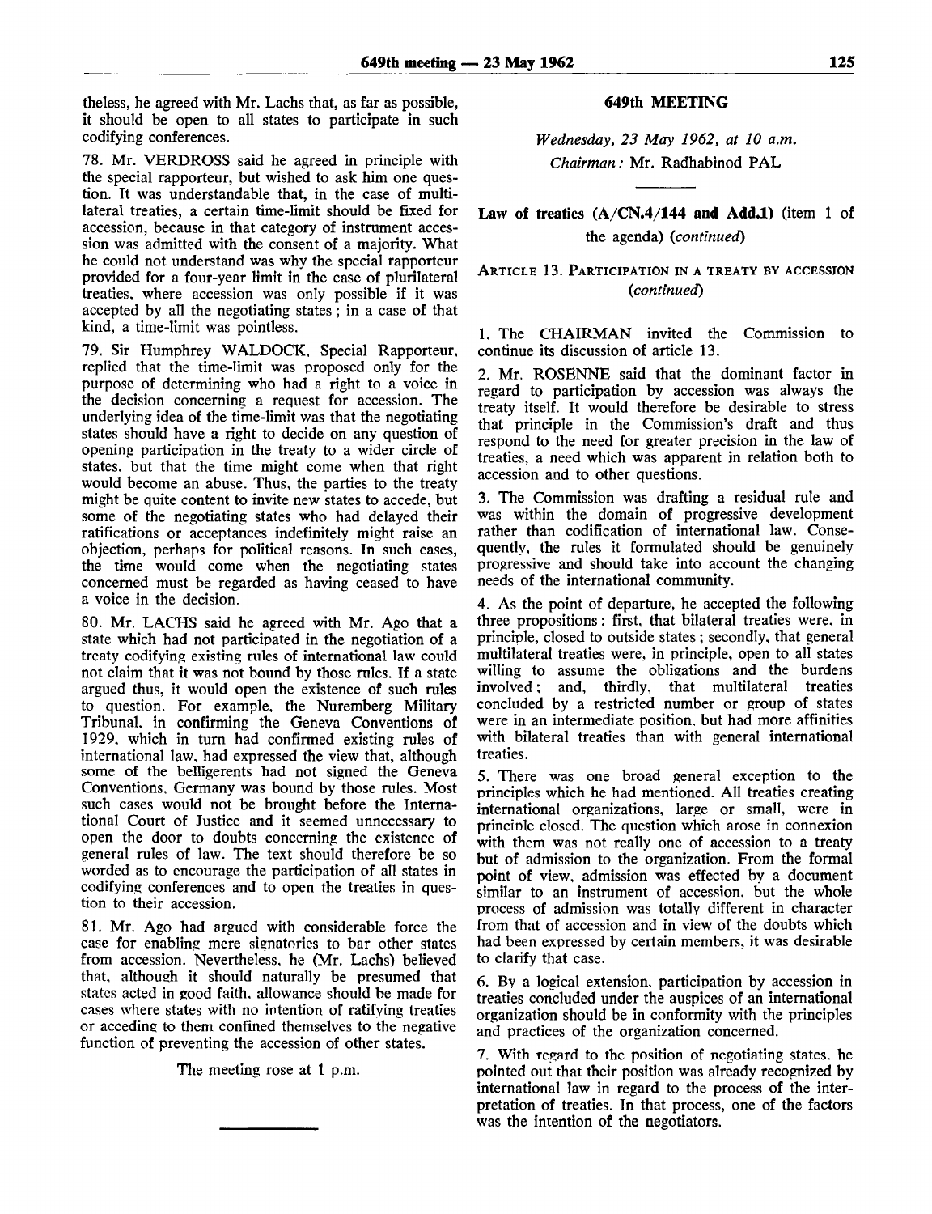theless, he agreed with Mr. Lachs that, as far as possible, it should be open to all states to participate in such codifying conferences.

78. Mr. VERDROSS said he agreed in principle with the special rapporteur, but wished to ask him one question. It was understandable that, in the case of multilateral treaties, a certain time-limit should be fixed for accession, because in that category of instrument accession was admitted with the consent of a majority. What he could not understand was why the special rapporteur provided for a four-year limit in the case of plurilateral treaties, where accession was only possible if it was accepted by all the negotiating states; in a case of that kind, a time-limit was pointless.

79. Sir Humphrey WALDOCK, Special Rapporteur, replied that the time-limit was proposed only for the purpose of determining who had a right to a voice in the decision concerning a request for accession. The underlying idea of the time-limit was that the negotiating states should have a right to decide on any question of opening participation in the treaty to a wider circle of states, but that the time might come when that right would become an abuse. Thus, the parties to the treaty might be quite content to invite new states to accede, but some of the negotiating states who had delayed their ratifications or acceptances indefinitely might raise an objection, perhaps for political reasons. In such cases, the time would come when the negotiating states concerned must be regarded as having ceased to have a voice in the decision.

80. Mr. LACHS said he agreed with Mr. Ago that a state which had not participated in the negotiation of a treaty codifying existing rules of international law could not claim that it was not bound by those rules. If a state argued thus, it would open the existence of such rules to question. For example, the Nuremberg Military Tribunal, in confirming the Geneva Conventions of 1929, which in turn had confirmed existing rules of international law, had expressed the view that, although some of the belligerents had not signed the Geneva Conventions, Germany was bound by those rules. Most such cases would not be brought before the International Court of Justice and it seemed unnecessary to open the door to doubts concerning the existence of general rules of law. The text should therefore be so worded as to encourage the participation of all states in codifying conferences and to open the treaties in question to their accession.

81. Mr. Ago had argued with considerable force the case for enabling mere signatories to bar other states from accession. Nevertheless, he (Mr. Lachs) believed that, although it should naturally be presumed that states acted in good faith, allowance should be made for cases where states with no intention of ratifying treaties or acceding to them confined themselves to the negative function of preventing the accession of other states.

The meeting rose at 1 p.m.

## 649th MEETING

*Wednesday, 23 May 1962, at 10 a.m.*

*Chairman:* Mr. Radhabinod PAL

### Law of treaties (A/CN.4/144 and Add.1) (item 1 of the agenda) *(continued)*

#### ARTICLE 13. PARTICIPATION IN A TREATY BY ACCESSION *(continued)*

1. The CHAIRMAN invited the Commission to continue its discussion of article 13.

2. Mr. ROSENNE said that the dominant factor in regard to participation by accession was always the treaty itself. It would therefore be desirable to stress that principle in the Commission's draft and thus respond to the need for greater precision in the law of treaties, a need which was apparent in relation both to accession and to other questions.

3. The Commission was drafting a residual rule and was within the domain of progressive development rather than codification of international law. Consequently, the rules it formulated should be genuinely progressive and should take into account the changing needs of the international community.

4. As the point of departure, he accepted the following three propositions: first, that bilateral treaties were, in principle, closed to outside states; secondly, that general multilateral treaties were, in principle, open to all states willing to assume the obligations and the burdens involved; and, thirdly, that multilateral treaties concluded by a restricted number or group of states were in an intermediate position, but had more affinities with bilateral treaties than with general international treaties.

5. There was one broad general exception to the principles which he had mentioned. All treaties creating international organizations, large or small, were in principle closed. The question which arose in connexion with them was not really one of accession to a treaty but of admission to the organization. From the formal point of view, admission was effected by a document similar to an instrument of accession, but the whole process of admission was totally different in character from that of accession and in view of the doubts which had been expressed by certain members, it was desirable to clarify that case.

6. By a logical extension, participation by accession in treaties concluded under the auspices of an international organization should be in conformity with the principles and practices of the organization concerned.

7. With regard to the position of negotiating states, he pointed out that their position was already recognized by international law in regard to the process of the interpretation of treaties. In that process, one of the factors was the intention of the negotiators.